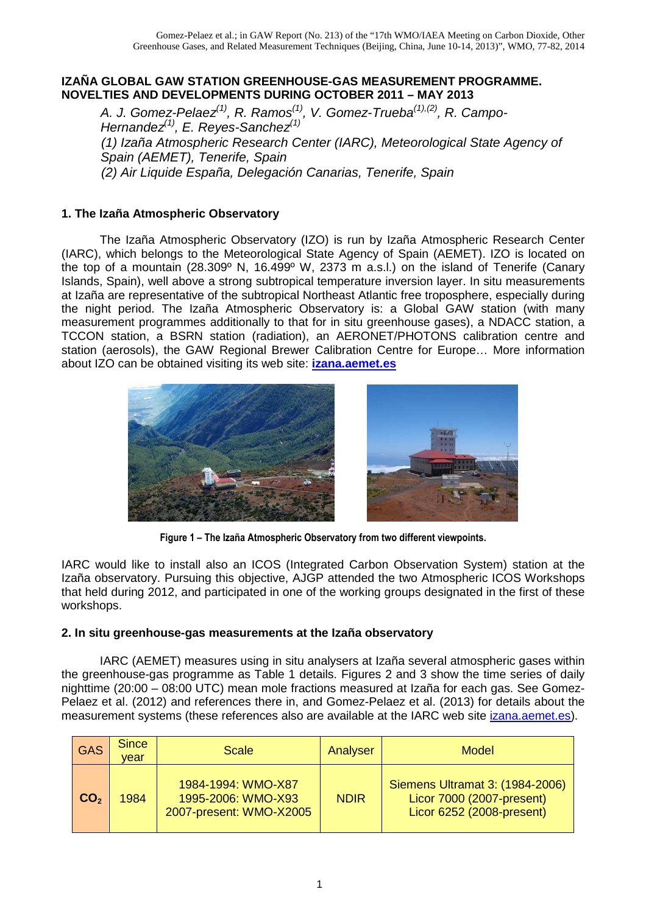# IZAÑA GLOBAL GAW STATION GREENHOUSE-GAS MEASUREMENT PROGRAMME. NOVELTIES AND DEVELOPMENTS DURING OCTOBER 2011 – MAY 2013

*A. J. Gomez-Pelaez[(1)], R. Ramos[(1)], V. Gomez-Trueba[(1),(2)], R. Campo-Hernandez[(1)], E. Reyes-Sanchez[(1)]*

*(1) Izaña Atmospheric Research Center (IARC), Meteorological State Agency of Spain (AEMET), Tenerife, Spain*

*(2) Air Liquide España, Delegación Canarias, Tenerife, Spain*

## 1. The Izaña Atmospheric Observatory

The Izaña Atmospheric Observatory (IZO) is run by Izaña Atmospheric Research Center (IARC), which belongs to the Meteorological State Agency of Spain (AEMET). IZO is located on the top of a mountain (28.309º N, 16.499º W, 2373 m a.s.l.) on the island of Tenerife (Canary Islands, Spain), well above a strong subtropical temperature inversion layer. In situ measurements at Izaña are representative of the subtropical Northeast Atlantic free troposphere, especially during the night period. The Izaña Atmospheric Observatory is: a Global GAW station (with many measurement programmes additionally to that for in situ greenhouse gases), a NDACC station, a TCCON station, a BSRN station (radiation), an AERONET/PHOTONS calibration centre and station (aerosols), the GAW Regional Brewer Calibration Centre for Europe… More information about IZO can be obtained visiting its web site: **izana.aemet.es**

**Figure 1 – The Izaña Atmospheric Observatory from two different viewpoints.**

IARC would like to install also an ICOS (Integrated Carbon Observation System) station at the Izaña observatory. Pursuing this objective, AJGP attended the two Atmospheric ICOS Workshops that held during 2012, and participated in one of the working groups designated in the first of these workshops.

## 2. In situ greenhouse-gas measurements at the Izaña observatory

IARC (AEMET) measures using in situ analysers at Izaña several atmospheric gases within the greenhouse-gas programme as Table 1 details. Figures 2 and 3 show the time series of daily nighttime (20:00 – 08:00 UTC) mean mole fractions measured at Izaña for each gas. See Gomez-Pelaez et al. (2012) and references there in, and Gomez-Pelaez et al. (2013) for details about the measurement systems (these references also are available at the IARC web site izana.aemet.es).

| GAS | Since year | Scale | Analyser | Model |
|---|---|---|---|---|
| $CO_2$ | 1984 | 1984-1994: WMO-X87<br>1995-2006: WMO-X93<br>2007-present: WMO-X2005 | NDIR | Siemens Ultramat 3: (1984-2006)<br>Licor 7000 (2007-present)<br>Licor 6252 (2008-present) |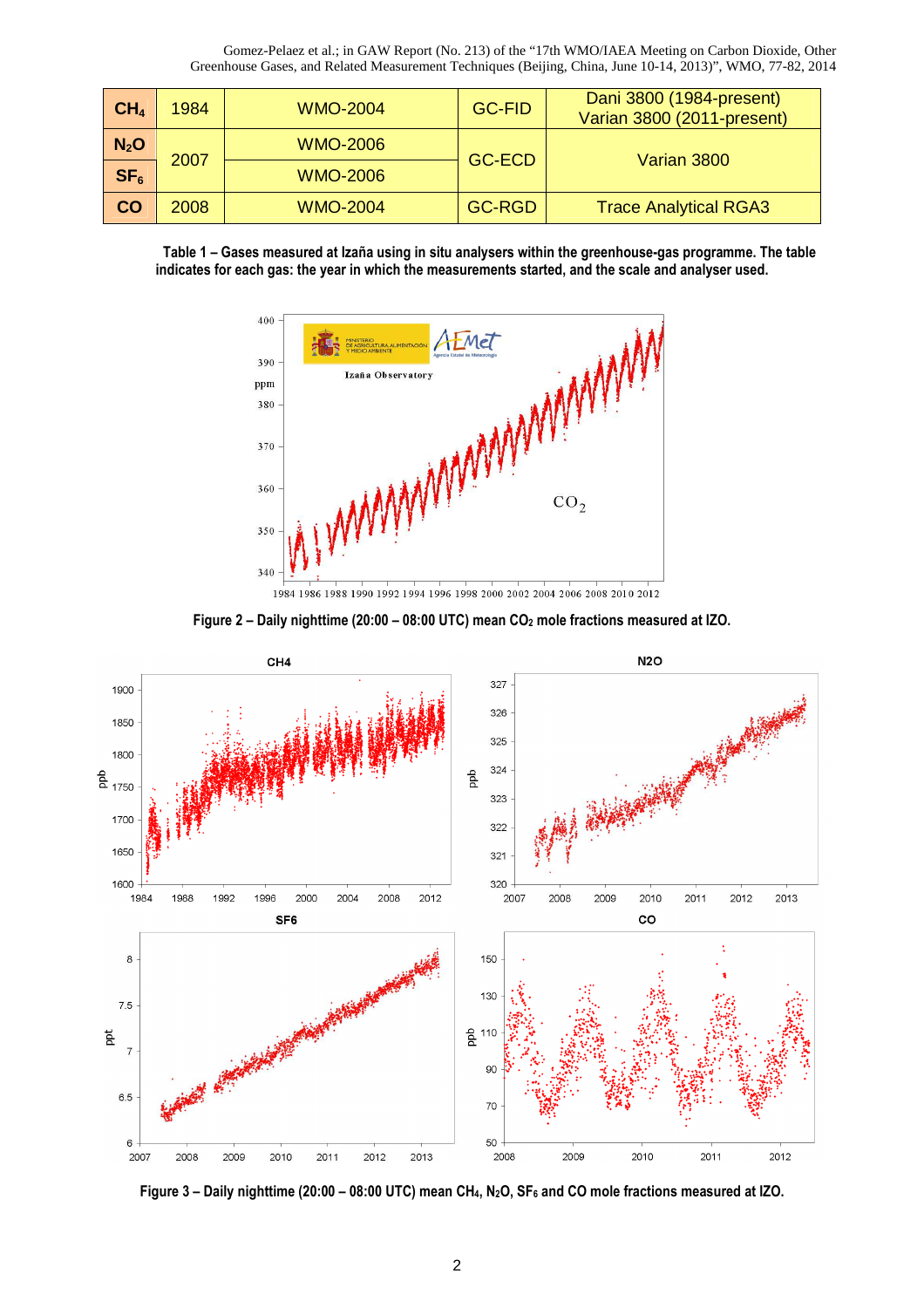| $CH_4$ | 1984 | WMO-2004 | GC-FID | Dani 3800 (1984-present)<br>Varian 3800 (2011-present) |
|---|---|---|---|---|
| $N_2O$ | 2007 | WMO-2006 | GC-ECD | Varian 3800 |
| $SF_6$ | | WMO-2006 | | |
| CO | 2008 | WMO-2004 | GC-RGD | Trace Analytical RGA3 |

**Table 1 – Gases measured at Izaña using in situ analysers within the greenhouse-gas programme. The table indicates for each gas: the year in which the measurements started, and the scale and analyser used.**

**Figure 2 – Daily nighttime (20:00 – 08:00 UTC) mean $CO_2$ mole fractions measured at IZO.**

**Figure 3 – Daily nighttime (20:00 – 08:00 UTC) mean $CH_4$, $N_2O$, $SF_6$ and CO mole fractions measured at IZO.**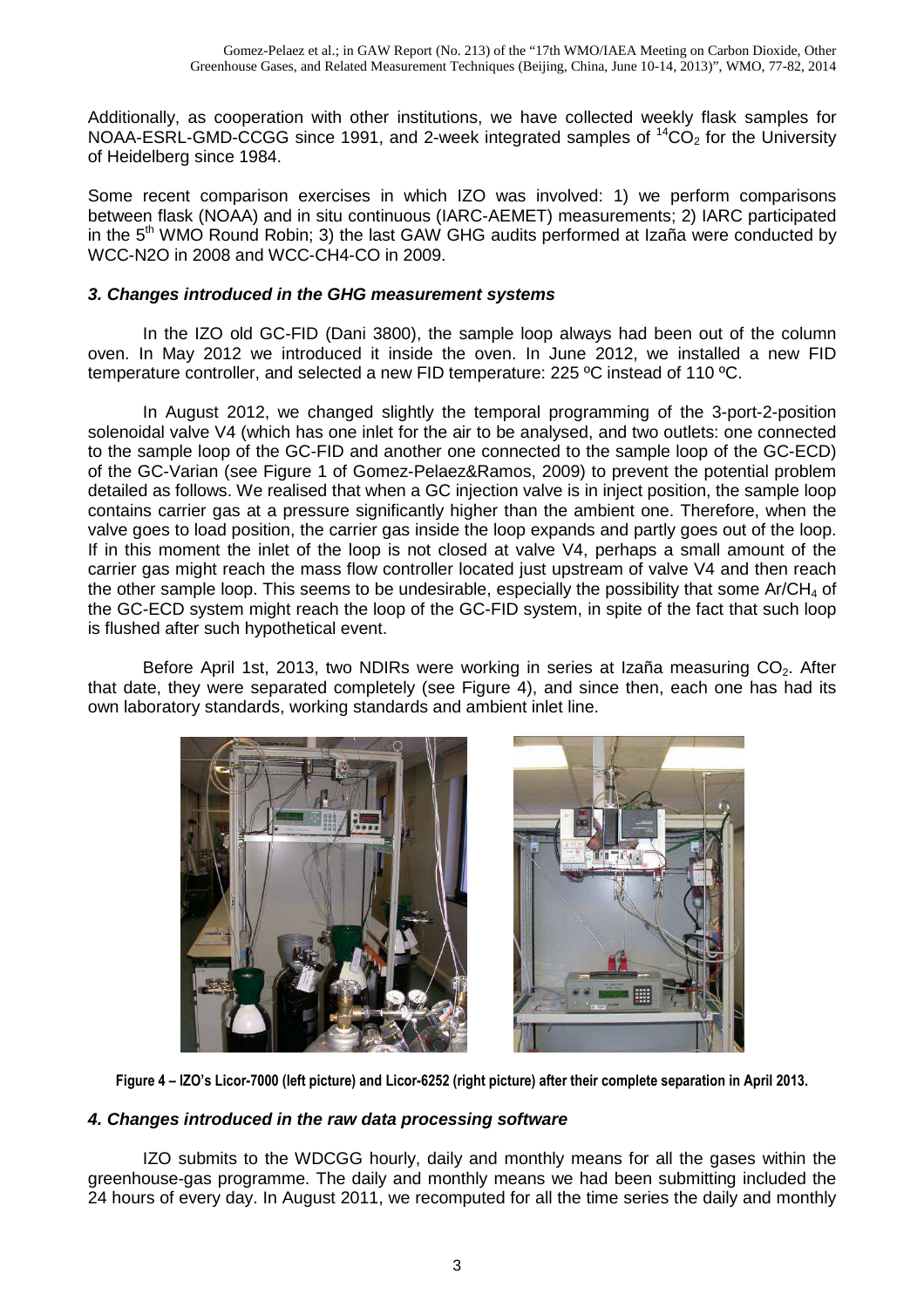Additionally, as cooperation with other institutions, we have collected weekly flask samples for NOAA-ESRL-GMD-CCGG since 1991, and 2-week integrated samples of $^{14}CO_2$ for the University of Heidelberg since 1984.

Some recent comparison exercises in which IZO was involved: 1) we perform comparisons between flask (NOAA) and in situ continuous (IARC-AEMET) measurements; 2) IARC participated in the 5th WMO Round Robin; 3) the last GAW GHG audits performed at Izaña were conducted by WCC-N2O in 2008 and WCC-CH4-CO in 2009.

### *3. Changes introduced in the GHG measurement systems*

In the IZO old GC-FID (Dani 3800), the sample loop always had been out of the column oven. In May 2012 we introduced it inside the oven. In June 2012, we installed a new FID temperature controller, and selected a new FID temperature: 225 ºC instead of 110 ºC.

In August 2012, we changed slightly the temporal programming of the 3-port-2-position solenoidal valve V4 (which has one inlet for the air to be analysed, and two outlets: one connected to the sample loop of the GC-FID and another one connected to the sample loop of the GC-ECD) of the GC-Varian (see Figure 1 of Gomez-Pelaez&Ramos, 2009) to prevent the potential problem detailed as follows. We realised that when a GC injection valve is in inject position, the sample loop contains carrier gas at a pressure significantly higher than the ambient one. Therefore, when the valve goes to load position, the carrier gas inside the loop expands and partly goes out of the loop. If in this moment the inlet of the loop is not closed at valve V4, perhaps a small amount of the carrier gas might reach the mass flow controller located just upstream of valve V4 and then reach the other sample loop. This seems to be undesirable, especially the possibility that some $Ar/CH_4$ of the GC-ECD system might reach the loop of the GC-FID system, in spite of the fact that such loop is flushed after such hypothetical event.

Before April 1st, 2013, two NDIRs were working in series at Izaña measuring $CO_2$. After that date, they were separated completely (see Figure 4), and since then, each one has had its own laboratory standards, working standards and ambient inlet line.

**Figure 4 – IZO's Licor-7000 (left picture) and Licor-6252 (right picture) after their complete separation in April 2013.**

### *4. Changes introduced in the raw data processing software*

IZO submits to the WDCGG hourly, daily and monthly means for all the gases within the greenhouse-gas programme. The daily and monthly means we had been submitting included the 24 hours of every day. In August 2011, we recomputed for all the time series the daily and monthly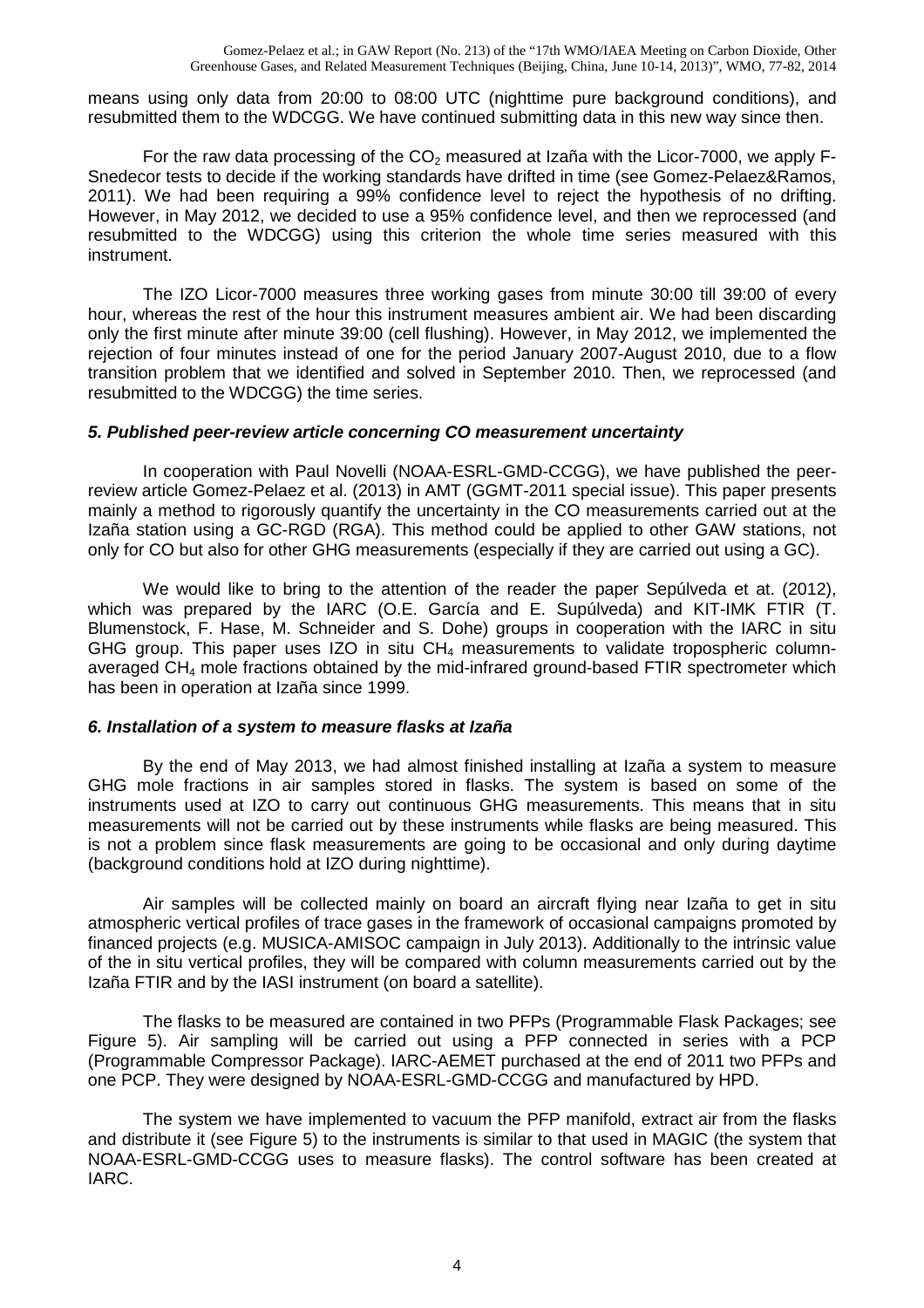means using only data from 20:00 to 08:00 UTC (nighttime pure background conditions), and resubmitted them to the WDCGG. We have continued submitting data in this new way since then.

For the raw data processing of the $CO_2$ measured at Izaña with the Licor-7000, we apply F-Snedecor tests to decide if the working standards have drifted in time (see Gomez-Pelaez&Ramos, 2011). We had been requiring a 99% confidence level to reject the hypothesis of no drifting. However, in May 2012, we decided to use a 95% confidence level, and then we reprocessed (and resubmitted to the WDCGG) using this criterion the whole time series measured with this instrument.

The IZO Licor-7000 measures three working gases from minute 30:00 till 39:00 of every hour, whereas the rest of the hour this instrument measures ambient air. We had been discarding only the first minute after minute 39:00 (cell flushing). However, in May 2012, we implemented the rejection of four minutes instead of one for the period January 2007-August 2010, due to a flow transition problem that we identified and solved in September 2010. Then, we reprocessed (and resubmitted to the WDCGG) the time series.

### *5. Published peer-review article concerning CO measurement uncertainty*

In cooperation with Paul Novelli (NOAA-ESRL-GMD-CCGG), we have published the peer-review article Gomez-Pelaez et al. (2013) in AMT (GGMT-2011 special issue). This paper presents mainly a method to rigorously quantify the uncertainty in the CO measurements carried out at the Izaña station using a GC-RGD (RGA). This method could be applied to other GAW stations, not only for CO but also for other GHG measurements (especially if they are carried out using a GC).

We would like to bring to the attention of the reader the paper Sepúlveda et at. (2012), which was prepared by the IARC (O.E. García and E. Supúlveda) and KIT-IMK FTIR (T. Blumenstock, F. Hase, M. Schneider and S. Dohe) groups in cooperation with the IARC in situ GHG group. This paper uses IZO in situ $CH_4$ measurements to validate tropospheric column-averaged $CH_4$ mole fractions obtained by the mid-infrared ground-based FTIR spectrometer which has been in operation at Izaña since 1999.

### *6. Installation of a system to measure flasks at Izaña*

By the end of May 2013, we had almost finished installing at Izaña a system to measure GHG mole fractions in air samples stored in flasks. The system is based on some of the instruments used at IZO to carry out continuous GHG measurements. This means that in situ measurements will not be carried out by these instruments while flasks are being measured. This is not a problem since flask measurements are going to be occasional and only during daytime (background conditions hold at IZO during nighttime).

Air samples will be collected mainly on board an aircraft flying near Izaña to get in situ atmospheric vertical profiles of trace gases in the framework of occasional campaigns promoted by financed projects (e.g. MUSICA-AMISOC campaign in July 2013). Additionally to the intrinsic value of the in situ vertical profiles, they will be compared with column measurements carried out by the Izaña FTIR and by the IASI instrument (on board a satellite).

The flasks to be measured are contained in two PFPs (Programmable Flask Packages; see Figure 5). Air sampling will be carried out using a PFP connected in series with a PCP (Programmable Compressor Package). IARC-AEMET purchased at the end of 2011 two PFPs and one PCP. They were designed by NOAA-ESRL-GMD-CCGG and manufactured by HPD.

The system we have implemented to vacuum the PFP manifold, extract air from the flasks and distribute it (see Figure 5) to the instruments is similar to that used in MAGIC (the system that NOAA-ESRL-GMD-CCGG uses to measure flasks). The control software has been created at IARC.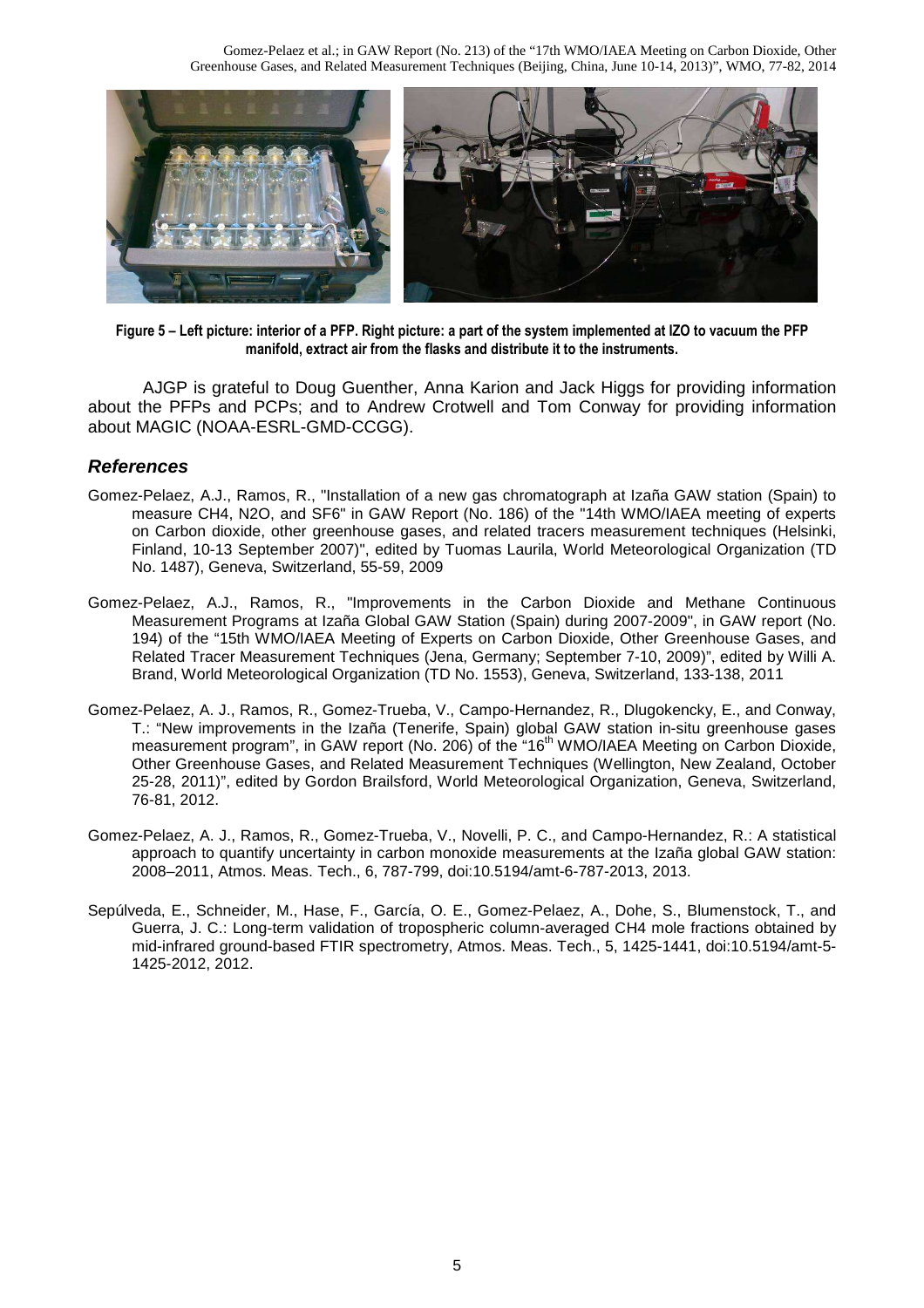**Figure 5 – Left picture: interior of a PFP. Right picture: a part of the system implemented at IZO to vacuum the PFP manifold, extract air from the flasks and distribute it to the instruments.**

AJGP is grateful to Doug Guenther, Anna Karion and Jack Higgs for providing information about the PFPs and PCPs; and to Andrew Crotwell and Tom Conway for providing information about MAGIC (NOAA-ESRL-GMD-CCGG).

## *References*

Gomez-Pelaez, A.J., Ramos, R., "Installation of a new gas chromatograph at Izaña GAW station (Spain) to measure CH4, N2O, and SF6" in GAW Report (No. 186) of the "14th WMO/IAEA meeting of experts on Carbon dioxide, other greenhouse gases, and related tracers measurement techniques (Helsinki, Finland, 10-13 September 2007)", edited by Tuomas Laurila, World Meteorological Organization (TD No. 1487), Geneva, Switzerland, 55-59, 2009

Gomez-Pelaez, A.J., Ramos, R., "Improvements in the Carbon Dioxide and Methane Continuous Measurement Programs at Izaña Global GAW Station (Spain) during 2007-2009", in GAW report (No. 194) of the "15th WMO/IAEA Meeting of Experts on Carbon Dioxide, Other Greenhouse Gases, and Related Tracer Measurement Techniques (Jena, Germany; September 7-10, 2009)", edited by Willi A. Brand, World Meteorological Organization (TD No. 1553), Geneva, Switzerland, 133-138, 2011

Gomez-Pelaez, A. J., Ramos, R., Gomez-Trueba, V., Campo-Hernandez, R., Dlugokencky, E., and Conway, T.: "New improvements in the Izaña (Tenerife, Spain) global GAW station in-situ greenhouse gases measurement program", in GAW report (No. 206) of the "16th WMO/IAEA Meeting on Carbon Dioxide, Other Greenhouse Gases, and Related Measurement Techniques (Wellington, New Zealand, October 25-28, 2011)", edited by Gordon Brailsford, World Meteorological Organization, Geneva, Switzerland, 76-81, 2012.

Gomez-Pelaez, A. J., Ramos, R., Gomez-Trueba, V., Novelli, P. C., and Campo-Hernandez, R.: A statistical approach to quantify uncertainty in carbon monoxide measurements at the Izaña global GAW station: 2008–2011, Atmos. Meas. Tech., 6, 787-799, doi:10.5194/amt-6-787-2013, 2013.

Sepúlveda, E., Schneider, M., Hase, F., García, O. E., Gomez-Pelaez, A., Dohe, S., Blumenstock, T., and Guerra, J. C.: Long-term validation of tropospheric column-averaged CH4 mole fractions obtained by mid-infrared ground-based FTIR spectrometry, Atmos. Meas. Tech., 5, 1425-1441, doi:10.5194/amt-5-1425-2012, 2012.